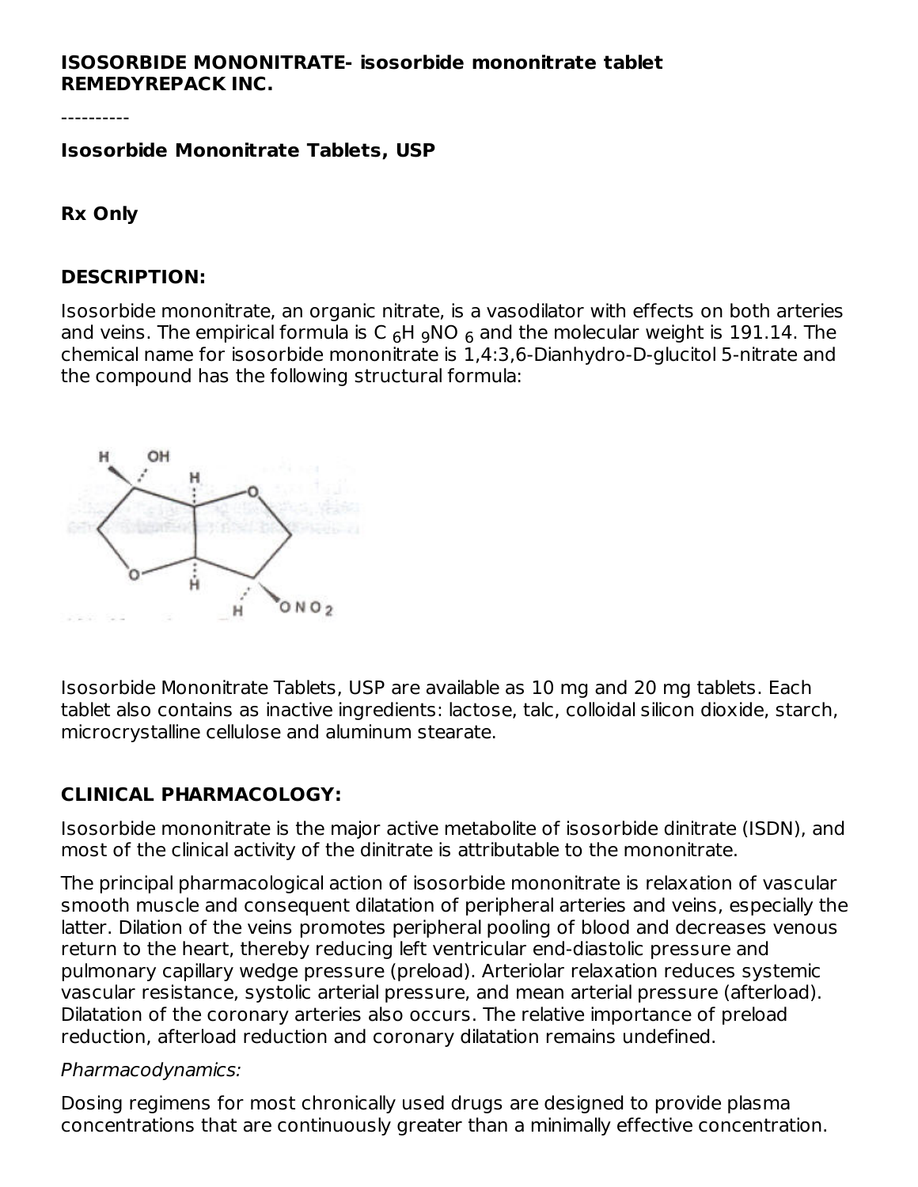**ISOSORBIDE MONONITRATE- isosorbide mononitrate tablet**
**REMEDYREPACK INC.**

----------

**Isosorbide Mononitrate Tablets, USP**

**Rx Only**

## DESCRIPTION:

Isosorbide mononitrate, an organic nitrate, is a vasodilator with effects on both arteries and veins. The empirical formula is $C_6H_9NO_6$ and the molecular weight is 191.14. The chemical name for isosorbide mononitrate is 1,4:3,6-Dianhydro-D-glucitol 5-nitrate and the compound has the following structural formula:

Isosorbide Mononitrate Tablets, USP are available as 10 mg and 20 mg tablets. Each tablet also contains as inactive ingredients: lactose, talc, colloidal silicon dioxide, starch, microcrystalline cellulose and aluminum stearate.

## CLINICAL PHARMACOLOGY:

Isosorbide mononitrate is the major active metabolite of isosorbide dinitrate (ISDN), and most of the clinical activity of the dinitrate is attributable to the mononitrate.

The principal pharmacological action of isosorbide mononitrate is relaxation of vascular smooth muscle and consequent dilatation of peripheral arteries and veins, especially the latter. Dilation of the veins promotes peripheral pooling of blood and decreases venous return to the heart, thereby reducing left ventricular end-diastolic pressure and pulmonary capillary wedge pressure (preload). Arteriolar relaxation reduces systemic vascular resistance, systolic arterial pressure, and mean arterial pressure (afterload). Dilatation of the coronary arteries also occurs. The relative importance of preload reduction, afterload reduction and coronary dilatation remains undefined.

*Pharmacodynamics:*

Dosing regimens for most chronically used drugs are designed to provide plasma concentrations that are continuously greater than a minimally effective concentration.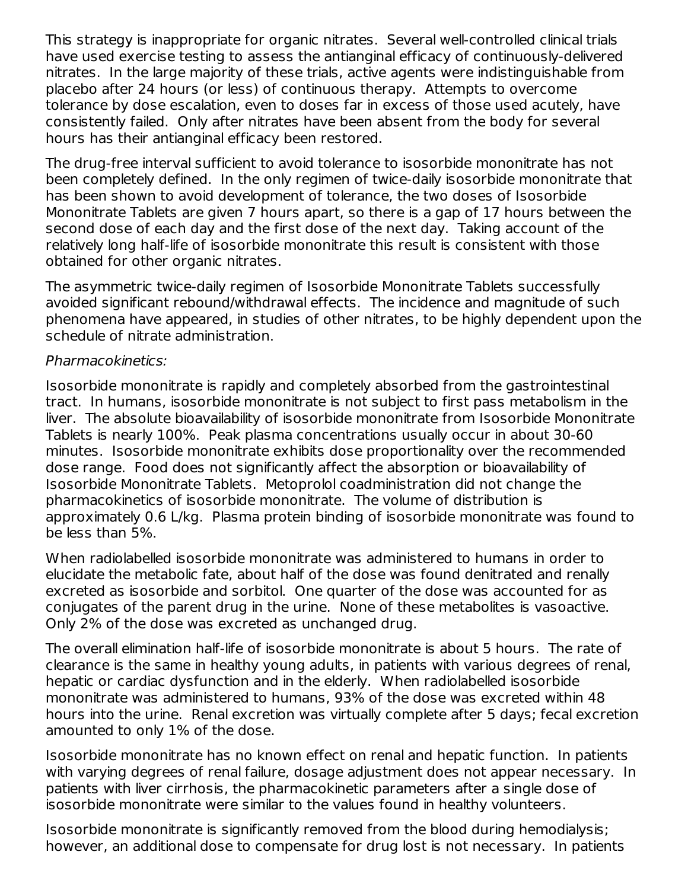This strategy is inappropriate for organic nitrates. Several well-controlled clinical trials have used exercise testing to assess the antianginal efficacy of continuously-delivered nitrates. In the large majority of these trials, active agents were indistinguishable from placebo after 24 hours (or less) of continuous therapy. Attempts to overcome tolerance by dose escalation, even to doses far in excess of those used acutely, have consistently failed. Only after nitrates have been absent from the body for several hours has their antianginal efficacy been restored.

The drug-free interval sufficient to avoid tolerance to isosorbide mononitrate has not been completely defined. In the only regimen of twice-daily isosorbide mononitrate that has been shown to avoid development of tolerance, the two doses of Isosorbide Mononitrate Tablets are given 7 hours apart, so there is a gap of 17 hours between the second dose of each day and the first dose of the next day. Taking account of the relatively long half-life of isosorbide mononitrate this result is consistent with those obtained for other organic nitrates.

The asymmetric twice-daily regimen of Isosorbide Mononitrate Tablets successfully avoided significant rebound/withdrawal effects. The incidence and magnitude of such phenomena have appeared, in studies of other nitrates, to be highly dependent upon the schedule of nitrate administration.

*Pharmacokinetics:*

Isosorbide mononitrate is rapidly and completely absorbed from the gastrointestinal tract. In humans, isosorbide mononitrate is not subject to first pass metabolism in the liver. The absolute bioavailability of isosorbide mononitrate from Isosorbide Mononitrate Tablets is nearly 100%. Peak plasma concentrations usually occur in about 30-60 minutes. Isosorbide mononitrate exhibits dose proportionality over the recommended dose range. Food does not significantly affect the absorption or bioavailability of Isosorbide Mononitrate Tablets. Metoprolol coadministration did not change the pharmacokinetics of isosorbide mononitrate. The volume of distribution is approximately 0.6 L/kg. Plasma protein binding of isosorbide mononitrate was found to be less than 5%.

When radiolabelled isosorbide mononitrate was administered to humans in order to elucidate the metabolic fate, about half of the dose was found denitrated and renally excreted as isosorbide and sorbitol. One quarter of the dose was accounted for as conjugates of the parent drug in the urine. None of these metabolites is vasoactive. Only 2% of the dose was excreted as unchanged drug.

The overall elimination half-life of isosorbide mononitrate is about 5 hours. The rate of clearance is the same in healthy young adults, in patients with various degrees of renal, hepatic or cardiac dysfunction and in the elderly. When radiolabelled isosorbide mononitrate was administered to humans, 93% of the dose was excreted within 48 hours into the urine. Renal excretion was virtually complete after 5 days; fecal excretion amounted to only 1% of the dose.

Isosorbide mononitrate has no known effect on renal and hepatic function. In patients with varying degrees of renal failure, dosage adjustment does not appear necessary. In patients with liver cirrhosis, the pharmacokinetic parameters after a single dose of isosorbide mononitrate were similar to the values found in healthy volunteers.

Isosorbide mononitrate is significantly removed from the blood during hemodialysis; however, an additional dose to compensate for drug lost is not necessary. In patients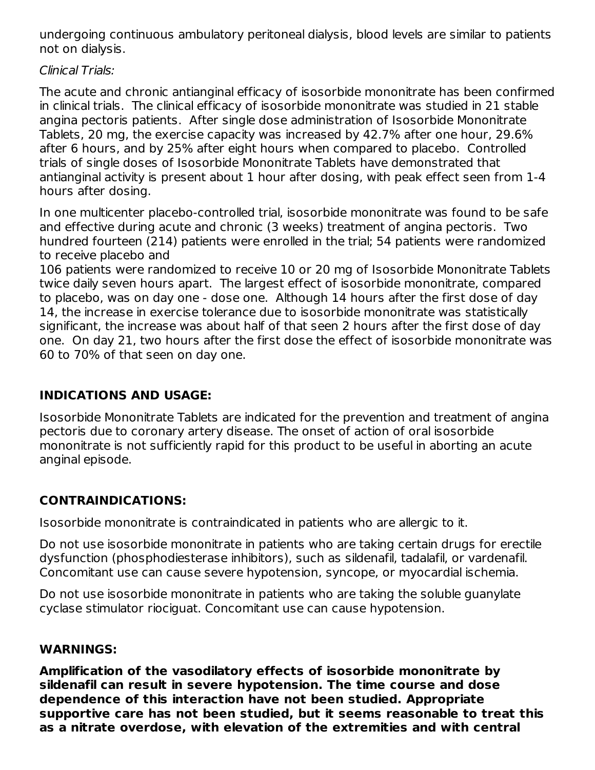undergoing continuous ambulatory peritoneal dialysis, blood levels are similar to patients not on dialysis.

*Clinical Trials:*

The acute and chronic antianginal efficacy of isosorbide mononitrate has been confirmed in clinical trials. The clinical efficacy of isosorbide mononitrate was studied in 21 stable angina pectoris patients. After single dose administration of Isosorbide Mononitrate Tablets, 20 mg, the exercise capacity was increased by 42.7% after one hour, 29.6% after 6 hours, and by 25% after eight hours when compared to placebo. Controlled trials of single doses of Isosorbide Mononitrate Tablets have demonstrated that antianginal activity is present about 1 hour after dosing, with peak effect seen from 1-4 hours after dosing.

In one multicenter placebo-controlled trial, isosorbide mononitrate was found to be safe and effective during acute and chronic (3 weeks) treatment of angina pectoris. Two hundred fourteen (214) patients were enrolled in the trial; 54 patients were randomized to receive placebo and
106 patients were randomized to receive 10 or 20 mg of Isosorbide Mononitrate Tablets twice daily seven hours apart. The largest effect of isosorbide mononitrate, compared to placebo, was on day one - dose one. Although 14 hours after the first dose of day 14, the increase in exercise tolerance due to isosorbide mononitrate was statistically significant, the increase was about half of that seen 2 hours after the first dose of day one. On day 21, two hours after the first dose the effect of isosorbide mononitrate was 60 to 70% of that seen on day one.

## INDICATIONS AND USAGE:

Isosorbide Mononitrate Tablets are indicated for the prevention and treatment of angina pectoris due to coronary artery disease. The onset of action of oral isosorbide mononitrate is not sufficiently rapid for this product to be useful in aborting an acute anginal episode.

## CONTRAINDICATIONS:

Isosorbide mononitrate is contraindicated in patients who are allergic to it.

Do not use isosorbide mononitrate in patients who are taking certain drugs for erectile dysfunction (phosphodiesterase inhibitors), such as sildenafil, tadalafil, or vardenafil. Concomitant use can cause severe hypotension, syncope, or myocardial ischemia.

Do not use isosorbide mononitrate in patients who are taking the soluble guanylate cyclase stimulator riociguat. Concomitant use can cause hypotension.

## WARNINGS:

**Amplification of the vasodilatory effects of isosorbide mononitrate by sildenafil can result in severe hypotension. The time course and dose dependence of this interaction have not been studied. Appropriate supportive care has not been studied, but it seems reasonable to treat this as a nitrate overdose, with elevation of the extremities and with central**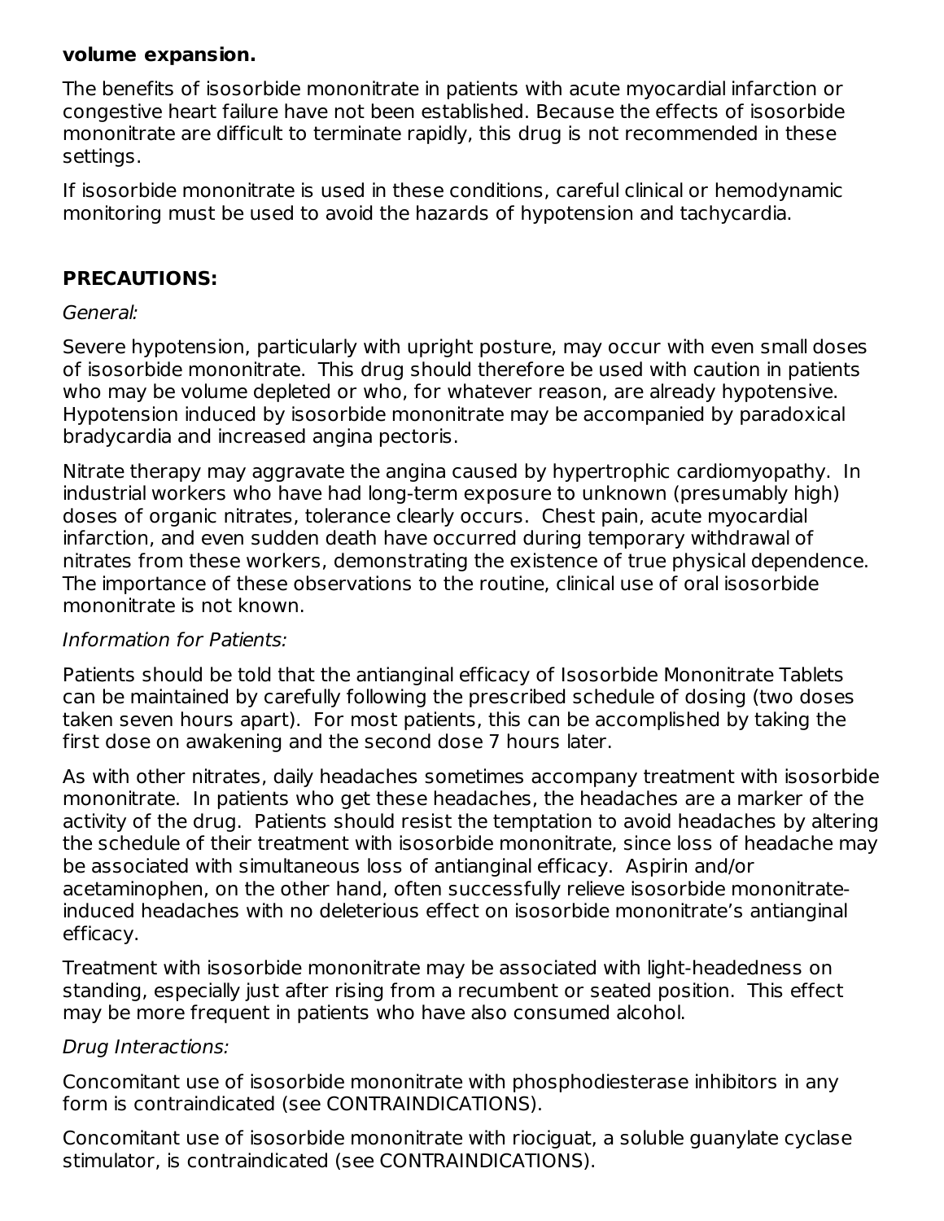**volume expansion.**

The benefits of isosorbide mononitrate in patients with acute myocardial infarction or congestive heart failure have not been established. Because the effects of isosorbide mononitrate are difficult to terminate rapidly, this drug is not recommended in these settings.

If isosorbide mononitrate is used in these conditions, careful clinical or hemodynamic monitoring must be used to avoid the hazards of hypotension and tachycardia.

## PRECAUTIONS:

*General:*

Severe hypotension, particularly with upright posture, may occur with even small doses of isosorbide mononitrate. This drug should therefore be used with caution in patients who may be volume depleted or who, for whatever reason, are already hypotensive. Hypotension induced by isosorbide mononitrate may be accompanied by paradoxical bradycardia and increased angina pectoris.

Nitrate therapy may aggravate the angina caused by hypertrophic cardiomyopathy. In industrial workers who have had long-term exposure to unknown (presumably high) doses of organic nitrates, tolerance clearly occurs. Chest pain, acute myocardial infarction, and even sudden death have occurred during temporary withdrawal of nitrates from these workers, demonstrating the existence of true physical dependence. The importance of these observations to the routine, clinical use of oral isosorbide mononitrate is not known.

*Information for Patients:*

Patients should be told that the antianginal efficacy of Isosorbide Mononitrate Tablets can be maintained by carefully following the prescribed schedule of dosing (two doses taken seven hours apart). For most patients, this can be accomplished by taking the first dose on awakening and the second dose 7 hours later.

As with other nitrates, daily headaches sometimes accompany treatment with isosorbide mononitrate. In patients who get these headaches, the headaches are a marker of the activity of the drug. Patients should resist the temptation to avoid headaches by altering the schedule of their treatment with isosorbide mononitrate, since loss of headache may be associated with simultaneous loss of antianginal efficacy. Aspirin and/or acetaminophen, on the other hand, often successfully relieve isosorbide mononitrate-induced headaches with no deleterious effect on isosorbide mononitrate's antianginal efficacy.

Treatment with isosorbide mononitrate may be associated with light-headedness on standing, especially just after rising from a recumbent or seated position. This effect may be more frequent in patients who have also consumed alcohol.

*Drug Interactions:*

Concomitant use of isosorbide mononitrate with phosphodiesterase inhibitors in any form is contraindicated (see CONTRAINDICATIONS).

Concomitant use of isosorbide mononitrate with riociguat, a soluble guanylate cyclase stimulator, is contraindicated (see CONTRAINDICATIONS).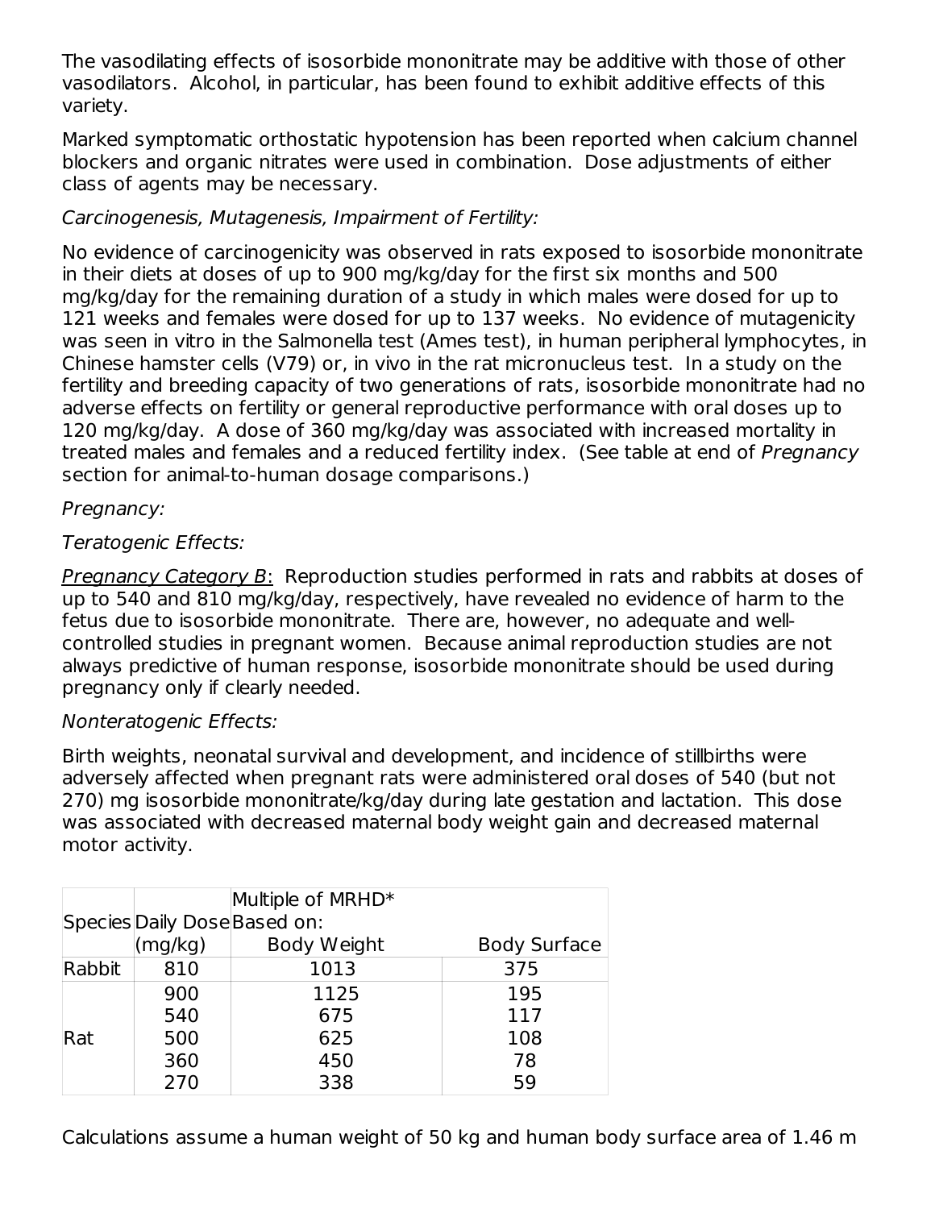The vasodilating effects of isosorbide mononitrate may be additive with those of other vasodilators. Alcohol, in particular, has been found to exhibit additive effects of this variety.

Marked symptomatic orthostatic hypotension has been reported when calcium channel blockers and organic nitrates were used in combination. Dose adjustments of either class of agents may be necessary.

*Carcinogenesis, Mutagenesis, Impairment of Fertility:*

No evidence of carcinogenicity was observed in rats exposed to isosorbide mononitrate in their diets at doses of up to 900 mg/kg/day for the first six months and 500 mg/kg/day for the remaining duration of a study in which males were dosed for up to 121 weeks and females were dosed for up to 137 weeks. No evidence of mutagenicity was seen in vitro in the Salmonella test (Ames test), in human peripheral lymphocytes, in Chinese hamster cells (V79) or, in vivo in the rat micronucleus test. In a study on the fertility and breeding capacity of two generations of rats, isosorbide mononitrate had no adverse effects on fertility or general reproductive performance with oral doses up to 120 mg/kg/day. A dose of 360 mg/kg/day was associated with increased mortality in treated males and females and a reduced fertility index. (See table at end of *Pregnancy* section for animal-to-human dosage comparisons.)

*Pregnancy:*

*Teratogenic Effects:*

Pregnancy Category B: Reproduction studies performed in rats and rabbits at doses of up to 540 and 810 mg/kg/day, respectively, have revealed no evidence of harm to the fetus due to isosorbide mononitrate. There are, however, no adequate and well-controlled studies in pregnant women. Because animal reproduction studies are not always predictive of human response, isosorbide mononitrate should be used during pregnancy only if clearly needed.

*Nonteratogenic Effects:*

Birth weights, neonatal survival and development, and incidence of stillbirths were adversely affected when pregnant rats were administered oral doses of 540 (but not 270) mg isosorbide mononitrate/kg/day during late gestation and lactation. This dose was associated with decreased maternal body weight gain and decreased maternal motor activity.

| Species | Daily Dose (mg/kg) | Multiple of MRHD* Based on: Body Weight | Body Surface |
|---|---|---|---|
| Rabbit | 810 | 1013 | 375 |
| Rat | 900 | 1125 | 195 |
| | 540 | 675 | 117 |
| | 500 | 625 | 108 |
| | 360 | 450 | 78 |
| | 270 | 338 | 59 |

Calculations assume a human weight of 50 kg and human body surface area of 1.46 m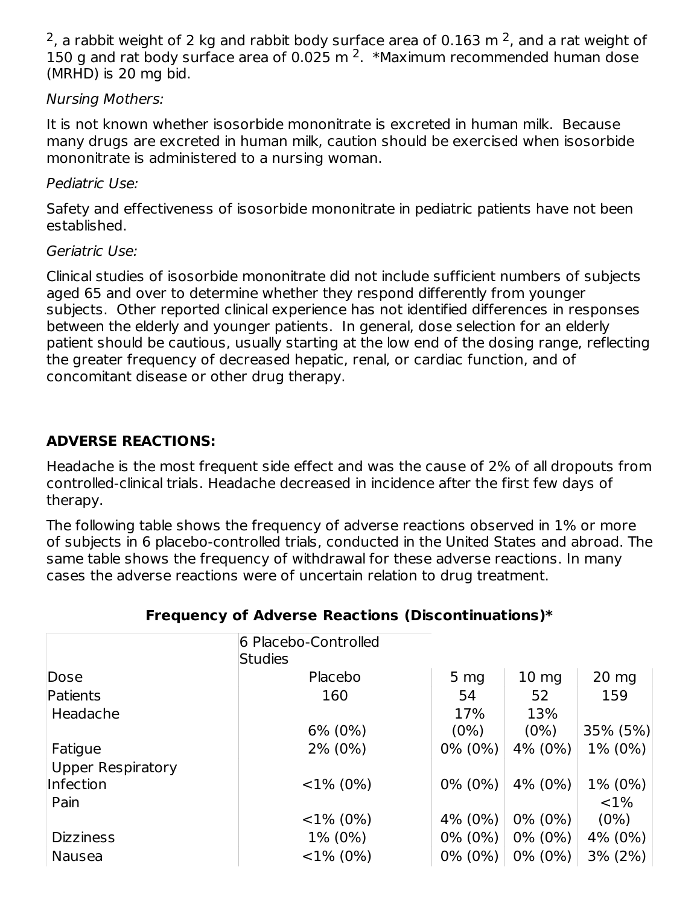$^2$, a rabbit weight of 2 kg and rabbit body surface area of 0.163 m $^2$, and a rat weight of 150 g and rat body surface area of 0.025 m $^2$. *Maximum recommended human dose (MRHD) is 20 mg bid.

*Nursing Mothers:*

It is not known whether isosorbide mononitrate is excreted in human milk. Because many drugs are excreted in human milk, caution should be exercised when isosorbide mononitrate is administered to a nursing woman.

*Pediatric Use:*

Safety and effectiveness of isosorbide mononitrate in pediatric patients have not been established.

*Geriatric Use:*

Clinical studies of isosorbide mononitrate did not include sufficient numbers of subjects aged 65 and over to determine whether they respond differently from younger subjects. Other reported clinical experience has not identified differences in responses between the elderly and younger patients. In general, dose selection for an elderly patient should be cautious, usually starting at the low end of the dosing range, reflecting the greater frequency of decreased hepatic, renal, or cardiac function, and of concomitant disease or other drug therapy.

## ADVERSE REACTIONS:

Headache is the most frequent side effect and was the cause of 2% of all dropouts from controlled-clinical trials. Headache decreased in incidence after the first few days of therapy.

The following table shows the frequency of adverse reactions observed in 1% or more of subjects in 6 placebo-controlled trials, conducted in the United States and abroad. The same table shows the frequency of withdrawal for these adverse reactions. In many cases the adverse reactions were of uncertain relation to drug treatment.

**Frequency of Adverse Reactions (Discontinuations)***

| | 6 Placebo-Controlled Studies | | | |
|---|---|---|---|---|
| Dose | Placebo | 5 mg | 10 mg | 20 mg |
| Patients | 160 | 54 | 52 | 159 |
| Headache | 6% (0%) | 17% (0%) | 13% (0%) | 35% (5%) |
| Fatigue | 2% (0%) | 0% (0%) | 4% (0%) | 1% (0%) |
| Upper Respiratory Infection | <1% (0%) | 0% (0%) | 4% (0%) | 1% (0%) |
| Pain | <1% (0%) | 4% (0%) | 0% (0%) | <1% (0%) |
| Dizziness | 1% (0%) | 0% (0%) | 0% (0%) | 4% (0%) |
| Nausea | <1% (0%) | 0% (0%) | 0% (0%) | 3% (2%) |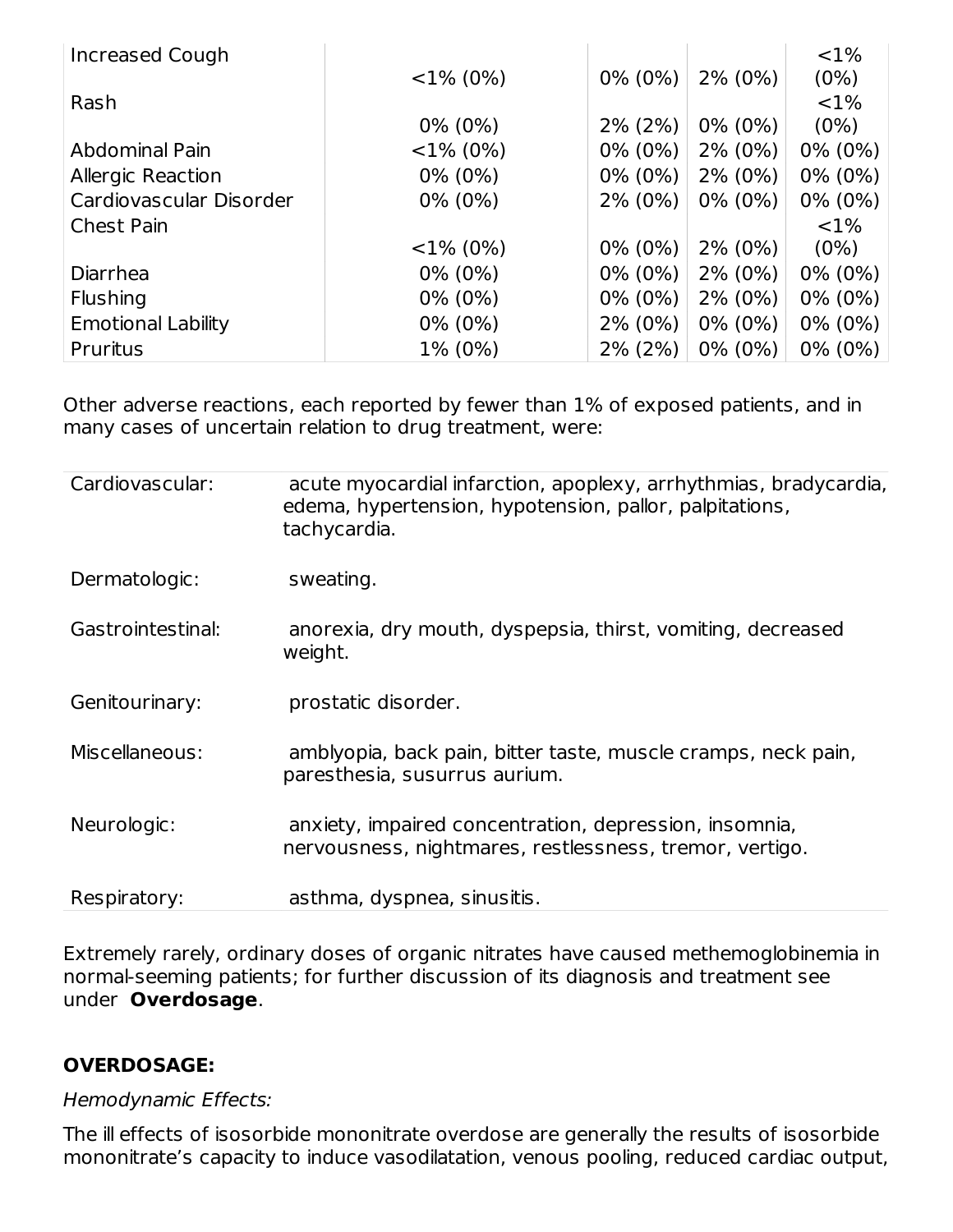| | | | | |
|---|---|---|---|---|
| Increased Cough | <1% (0%) | 0% (0%) | 2% (0%) | <1% (0%) |
| Rash | 0% (0%) | 2% (2%) | 0% (0%) | <1% (0%) |
| Abdominal Pain | <1% (0%) | 0% (0%) | 2% (0%) | 0% (0%) |
| Allergic Reaction | 0% (0%) | 0% (0%) | 2% (0%) | 0% (0%) |
| Cardiovascular Disorder | 0% (0%) | 2% (0%) | 0% (0%) | 0% (0%) |
| Chest Pain | <1% (0%) | 0% (0%) | 2% (0%) | <1% (0%) |
| Diarrhea | 0% (0%) | 0% (0%) | 2% (0%) | 0% (0%) |
| Flushing | 0% (0%) | 0% (0%) | 2% (0%) | 0% (0%) |
| Emotional Lability | 0% (0%) | 2% (0%) | 0% (0%) | 0% (0%) |
| Pruritus | 1% (0%) | 2% (2%) | 0% (0%) | 0% (0%) |

Other adverse reactions, each reported by fewer than 1% of exposed patients, and in many cases of uncertain relation to drug treatment, were:

| | |
|---|---|
| Cardiovascular: | acute myocardial infarction, apoplexy, arrhythmias, bradycardia, edema, hypertension, hypotension, pallor, palpitations, tachycardia. |
| Dermatologic: | sweating. |
| Gastrointestinal: | anorexia, dry mouth, dyspepsia, thirst, vomiting, decreased weight. |
| Genitourinary: | prostatic disorder. |
| Miscellaneous: | amblyopia, back pain, bitter taste, muscle cramps, neck pain, paresthesia, susurrus aurium. |
| Neurologic: | anxiety, impaired concentration, depression, insomnia, nervousness, nightmares, restlessness, tremor, vertigo. |
| Respiratory: | asthma, dyspnea, sinusitis. |

Extremely rarely, ordinary doses of organic nitrates have caused methemoglobinemia in normal-seeming patients; for further discussion of its diagnosis and treatment see under **Overdosage**.

## OVERDOSAGE:

*Hemodynamic Effects:*

The ill effects of isosorbide mononitrate overdose are generally the results of isosorbide mononitrate's capacity to induce vasodilatation, venous pooling, reduced cardiac output,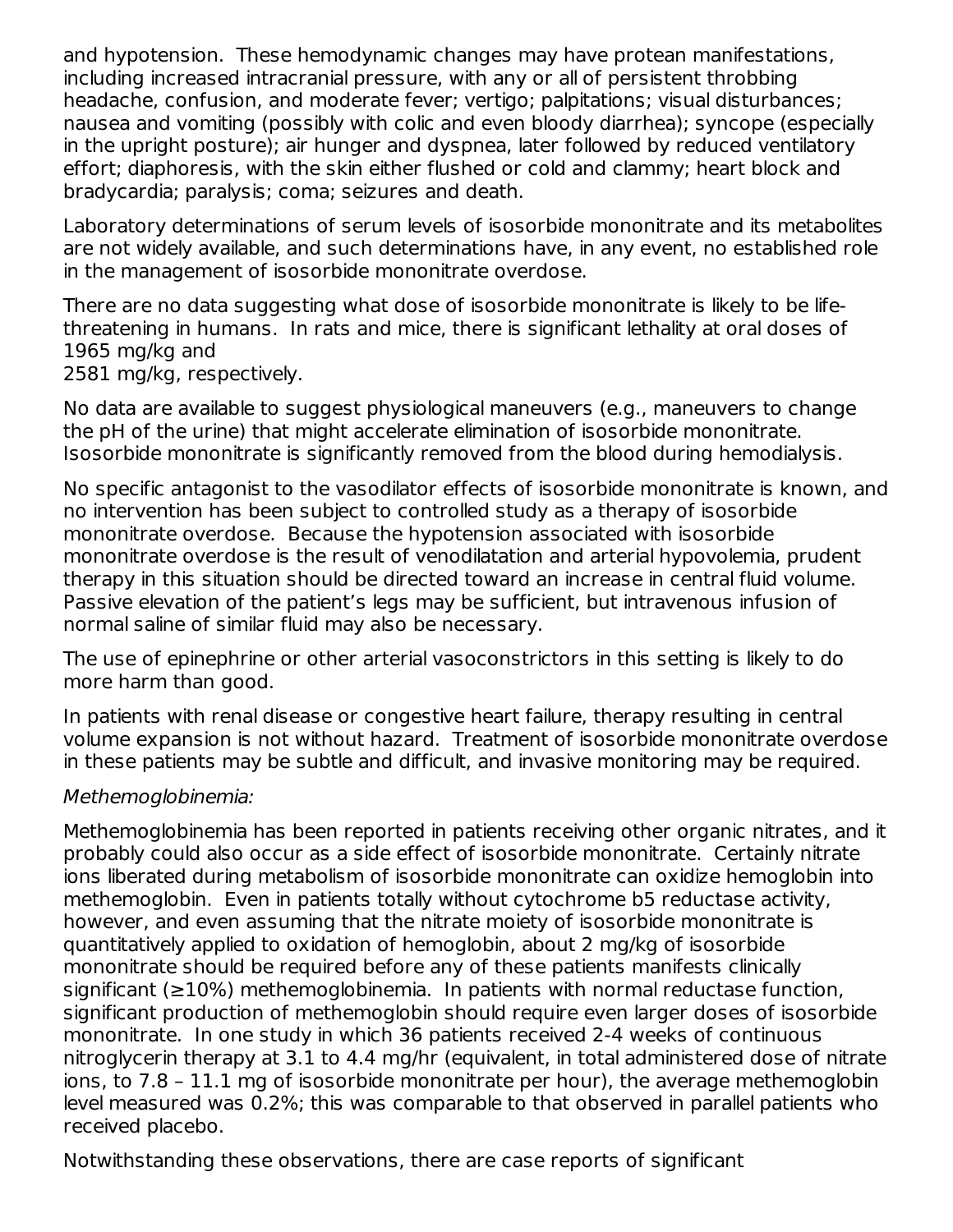and hypotension. These hemodynamic changes may have protean manifestations, including increased intracranial pressure, with any or all of persistent throbbing headache, confusion, and moderate fever; vertigo; palpitations; visual disturbances; nausea and vomiting (possibly with colic and even bloody diarrhea); syncope (especially in the upright posture); air hunger and dyspnea, later followed by reduced ventilatory effort; diaphoresis, with the skin either flushed or cold and clammy; heart block and bradycardia; paralysis; coma; seizures and death.

Laboratory determinations of serum levels of isosorbide mononitrate and its metabolites are not widely available, and such determinations have, in any event, no established role in the management of isosorbide mononitrate overdose.

There are no data suggesting what dose of isosorbide mononitrate is likely to be life-threatening in humans. In rats and mice, there is significant lethality at oral doses of 1965 mg/kg and
2581 mg/kg, respectively.

No data are available to suggest physiological maneuvers (e.g., maneuvers to change the pH of the urine) that might accelerate elimination of isosorbide mononitrate. Isosorbide mononitrate is significantly removed from the blood during hemodialysis.

No specific antagonist to the vasodilator effects of isosorbide mononitrate is known, and no intervention has been subject to controlled study as a therapy of isosorbide mononitrate overdose. Because the hypotension associated with isosorbide mononitrate overdose is the result of venodilatation and arterial hypovolemia, prudent therapy in this situation should be directed toward an increase in central fluid volume. Passive elevation of the patient's legs may be sufficient, but intravenous infusion of normal saline of similar fluid may also be necessary.

The use of epinephrine or other arterial vasoconstrictors in this setting is likely to do more harm than good.

In patients with renal disease or congestive heart failure, therapy resulting in central volume expansion is not without hazard. Treatment of isosorbide mononitrate overdose in these patients may be subtle and difficult, and invasive monitoring may be required.

*Methemoglobinemia:*

Methemoglobinemia has been reported in patients receiving other organic nitrates, and it probably could also occur as a side effect of isosorbide mononitrate. Certainly nitrate ions liberated during metabolism of isosorbide mononitrate can oxidize hemoglobin into methemoglobin. Even in patients totally without cytochrome b5 reductase activity, however, and even assuming that the nitrate moiety of isosorbide mononitrate is quantitatively applied to oxidation of hemoglobin, about 2 mg/kg of isosorbide mononitrate should be required before any of these patients manifests clinically significant (≥10%) methemoglobinemia. In patients with normal reductase function, significant production of methemoglobin should require even larger doses of isosorbide mononitrate. In one study in which 36 patients received 2-4 weeks of continuous nitroglycerin therapy at 3.1 to 4.4 mg/hr (equivalent, in total administered dose of nitrate ions, to 7.8 – 11.1 mg of isosorbide mononitrate per hour), the average methemoglobin level measured was 0.2%; this was comparable to that observed in parallel patients who received placebo.

Notwithstanding these observations, there are case reports of significant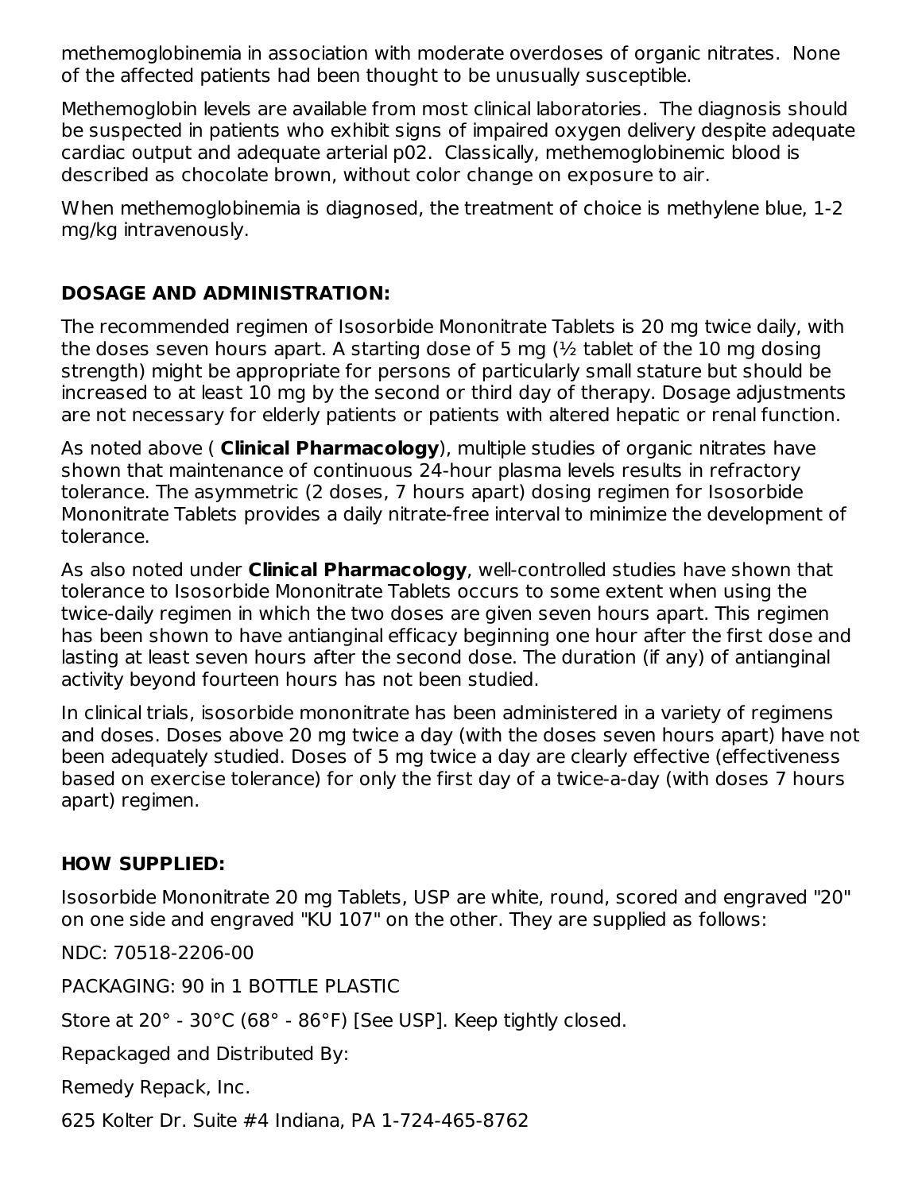methemoglobinemia in association with moderate overdoses of organic nitrates. None of the affected patients had been thought to be unusually susceptible.

Methemoglobin levels are available from most clinical laboratories. The diagnosis should be suspected in patients who exhibit signs of impaired oxygen delivery despite adequate cardiac output and adequate arterial p02. Classically, methemoglobinemic blood is described as chocolate brown, without color change on exposure to air.

When methemoglobinemia is diagnosed, the treatment of choice is methylene blue, 1-2 mg/kg intravenously.

## DOSAGE AND ADMINISTRATION:

The recommended regimen of Isosorbide Mononitrate Tablets is 20 mg twice daily, with the doses seven hours apart. A starting dose of 5 mg (½ tablet of the 10 mg dosing strength) might be appropriate for persons of particularly small stature but should be increased to at least 10 mg by the second or third day of therapy. Dosage adjustments are not necessary for elderly patients or patients with altered hepatic or renal function.

As noted above ( **Clinical Pharmacology**), multiple studies of organic nitrates have shown that maintenance of continuous 24-hour plasma levels results in refractory tolerance. The asymmetric (2 doses, 7 hours apart) dosing regimen for Isosorbide Mononitrate Tablets provides a daily nitrate-free interval to minimize the development of tolerance.

As also noted under **Clinical Pharmacology**, well-controlled studies have shown that tolerance to Isosorbide Mononitrate Tablets occurs to some extent when using the twice-daily regimen in which the two doses are given seven hours apart. This regimen has been shown to have antianginal efficacy beginning one hour after the first dose and lasting at least seven hours after the second dose. The duration (if any) of antianginal activity beyond fourteen hours has not been studied.

In clinical trials, isosorbide mononitrate has been administered in a variety of regimens and doses. Doses above 20 mg twice a day (with the doses seven hours apart) have not been adequately studied. Doses of 5 mg twice a day are clearly effective (effectiveness based on exercise tolerance) for only the first day of a twice-a-day (with doses 7 hours apart) regimen.

## HOW SUPPLIED:

Isosorbide Mononitrate 20 mg Tablets, USP are white, round, scored and engraved "20" on one side and engraved "KU 107" on the other. They are supplied as follows:

NDC: 70518-2206-00

PACKAGING: 90 in 1 BOTTLE PLASTIC

Store at 20° - 30°C (68° - 86°F) [See USP]. Keep tightly closed.

Repackaged and Distributed By:

Remedy Repack, Inc.

625 Kolter Dr. Suite #4 Indiana, PA 1-724-465-8762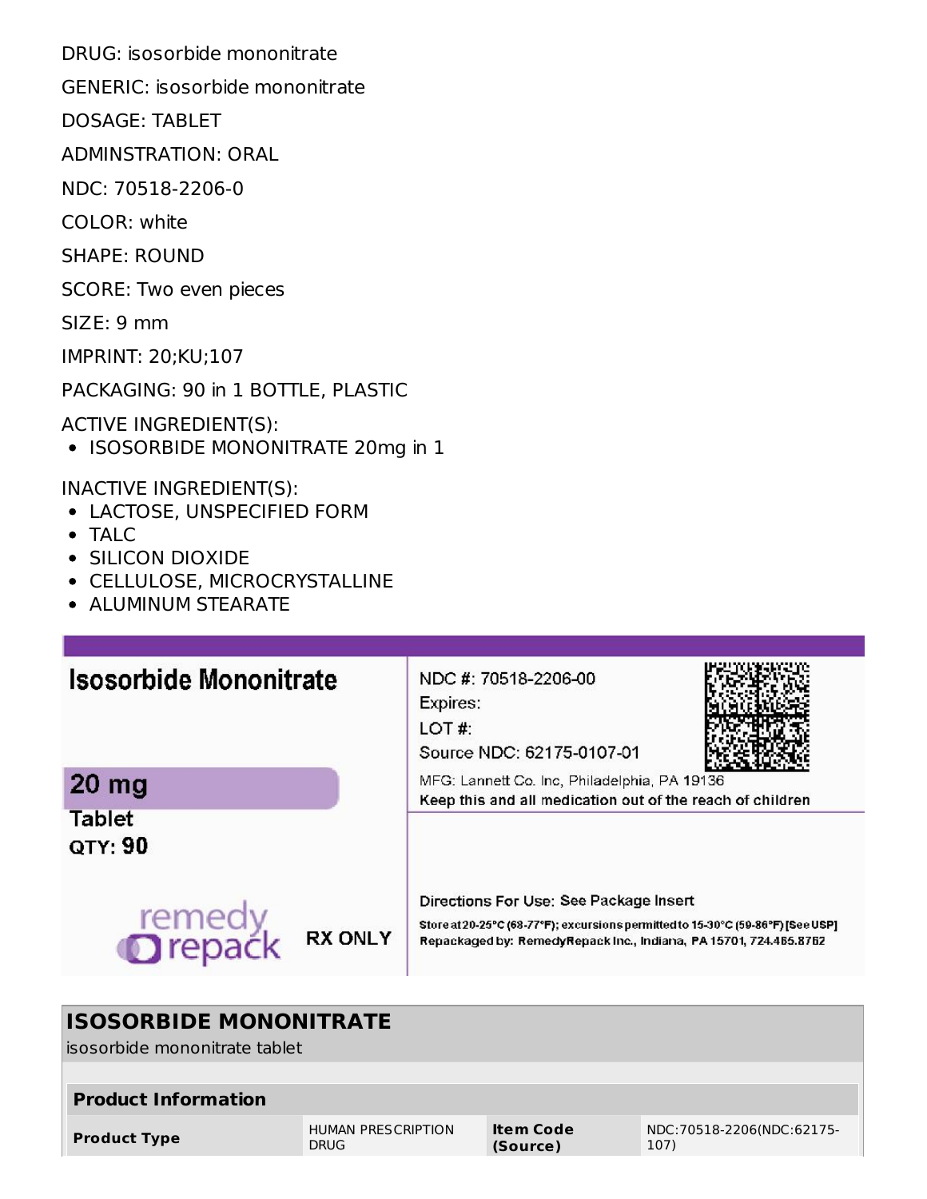DRUG: isosorbide mononitrate

GENERIC: isosorbide mononitrate

DOSAGE: TABLET

ADMINSTRATION: ORAL

NDC: 70518-2206-0

COLOR: white

SHAPE: ROUND

SCORE: Two even pieces

SIZE: 9 mm

IMPRINT: 20;KU;107

PACKAGING: 90 in 1 BOTTLE, PLASTIC

ACTIVE INGREDIENT(S):

- ISOSORBIDE MONONITRATE 20mg in 1

INACTIVE INGREDIENT(S):

- LACTOSE, UNSPECIFIED FORM
- TALC
- SILICON DIOXIDE
- CELLULOSE, MICROCRYSTALLINE
- ALUMINUM STEARATE

**Isosorbide Mononitrate**

**20 mg**

**Tablet**

**QTY: 90**

remedy repack

RX ONLY

NDC #: 70518-2206-00

Expires:

LOT #:

Source NDC: 62175-0107-01

MFG: Lannett Co. Inc, Philadelphia, PA 19136

Keep this and all medication out of the reach of children

Directions For Use: See Package Insert

Store at 20-25°C (68-77°F); excursions permitted to 15-30°C (59-86°F) [See USP]

Repackaged by: RemedyRepack Inc., Indiana, PA 15701, 724.465.8762

## ISOSORBIDE MONONITRATE

isosorbide mononitrate tablet

| Product Information | | | |
|---|---|---|---|
| **Product Type** | HUMAN PRESCRIPTION DRUG | **Item Code (Source)** | NDC:70518-2206(NDC:62175-107) |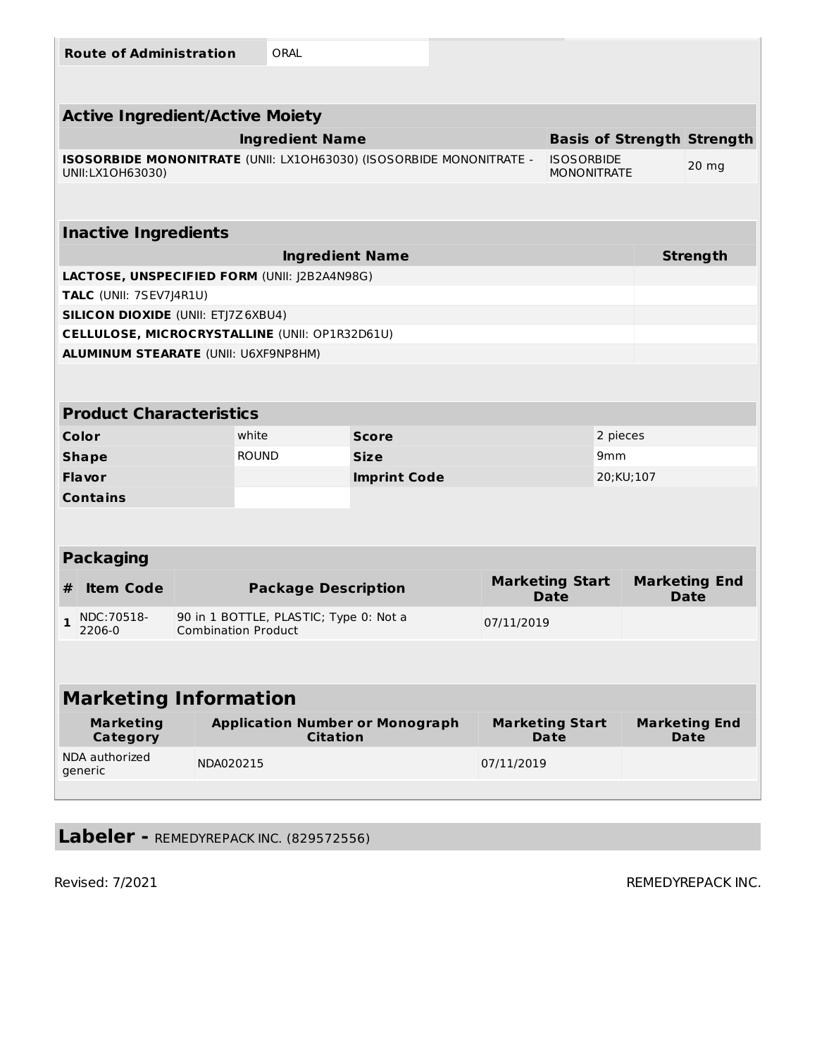| Route of Administration | ORAL |
| --- | --- |

| Active Ingredient/Active Moiety | | |
| --- | --- | --- |
| **Ingredient Name** | **Basis of Strength** | **Strength** |
| **ISOSORBIDE MONONITRATE** (UNII: LX1OH63030) (ISOSORBIDE MONONITRATE - UNII:LX1OH63030) | ISOSORBIDE MONONITRATE | 20 mg |

| Inactive Ingredients | |
| --- | --- |
| **Ingredient Name** | **Strength** |
| **LACTOSE, UNSPECIFIED FORM** (UNII: J2B2A4N98G) | |
| **TALC** (UNII: 7SEV7J4R1U) | |
| **SILICON DIOXIDE** (UNII: ETJ7Z6XBU4) | |
| **CELLULOSE, MICROCRYSTALLINE** (UNII: OP1R32D61U) | |
| **ALUMINUM STEARATE** (UNII: U6XF9NP8HM) | |

| Product Characteristics | | | |
| --- | --- | --- | --- |
| **Color** | white | **Score** | 2 pieces |
| **Shape** | ROUND | **Size** | 9mm |
| **Flavor** | | **Imprint Code** | 20;KU;107 |
| **Contains** | | | |

| Packaging | | | | |
| --- | --- | --- | --- | --- |
| **#** | **Item Code** | **Package Description** | **Marketing Start Date** | **Marketing End Date** |
| 1 | NDC:70518-2206-0 | 90 in 1 BOTTLE, PLASTIC; Type 0: Not a Combination Product | 07/11/2019 | |

| Marketing Information | | | |
| --- | --- | --- | --- |
| **Marketing Category** | **Application Number or Monograph Citation** | **Marketing Start Date** | **Marketing End Date** |
| NDA authorized generic | NDA020215 | 07/11/2019 | |

## Labeler - REMEDYREPACK INC. (829572556)

Revised: 7/2021

REMEDYREPACK INC.